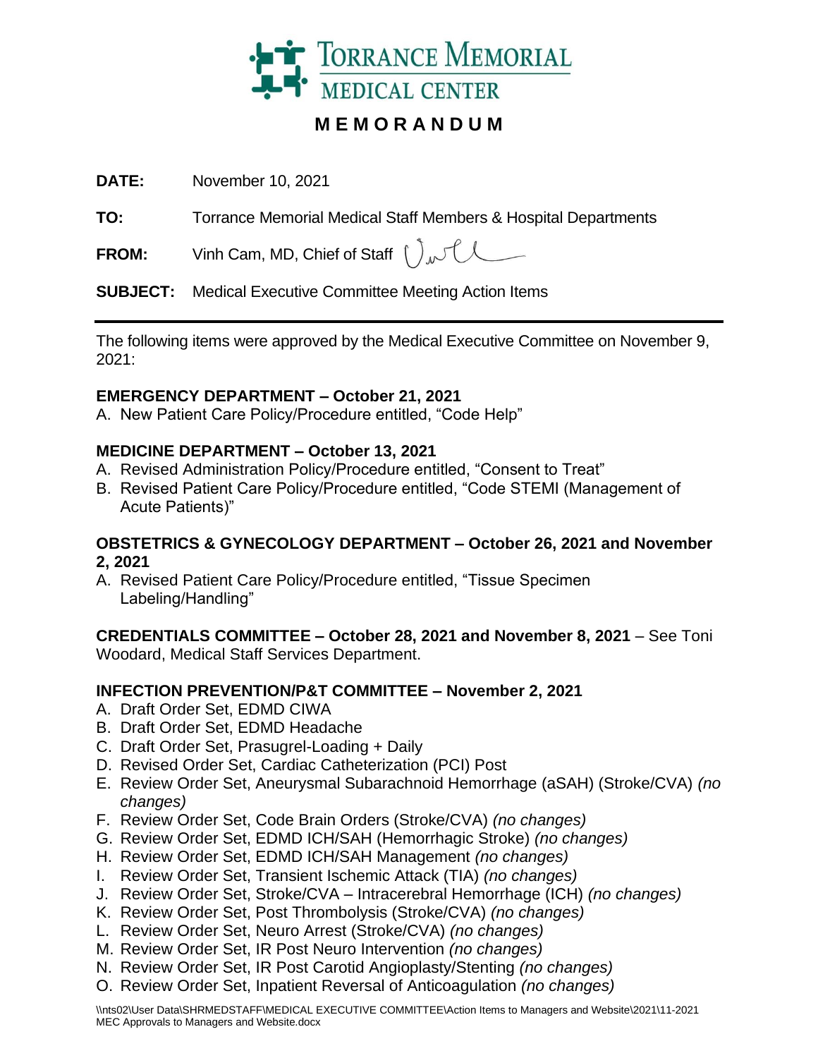# TORRANCE MEMORIAL MEDICAL CENTER

## MEMORANDUM

**DATE:** November 10, 2021

**TO:** Torrance Memorial Medical Staff Members & Hospital Departments

**FROM:** Vinh Cam, MD, Chief of Staff

**SUBJECT:** Medical Executive Committee Meeting Action Items

---

The following items were approved by the Medical Executive Committee on November 9, 2021:

**EMERGENCY DEPARTMENT – October 21, 2021**

A. New Patient Care Policy/Procedure entitled, "Code Help"

**MEDICINE DEPARTMENT – October 13, 2021**

A. Revised Administration Policy/Procedure entitled, "Consent to Treat"
B. Revised Patient Care Policy/Procedure entitled, "Code STEMI (Management of Acute Patients)"

**OBSTETRICS & GYNECOLOGY DEPARTMENT – October 26, 2021 and November 2, 2021**

A. Revised Patient Care Policy/Procedure entitled, "Tissue Specimen Labeling/Handling"

**CREDENTIALS COMMITTEE – October 28, 2021 and November 8, 2021** – See Toni Woodard, Medical Staff Services Department.

**INFECTION PREVENTION/P&T COMMITTEE – November 2, 2021**

A. Draft Order Set, EDMD CIWA
B. Draft Order Set, EDMD Headache
C. Draft Order Set, Prasugrel-Loading + Daily
D. Revised Order Set, Cardiac Catheterization (PCI) Post
E. Review Order Set, Aneurysmal Subarachnoid Hemorrhage (aSAH) (Stroke/CVA) *(no changes)*
F. Review Order Set, Code Brain Orders (Stroke/CVA) *(no changes)*
G. Review Order Set, EDMD ICH/SAH (Hemorrhagic Stroke) *(no changes)*
H. Review Order Set, EDMD ICH/SAH Management *(no changes)*
I. Review Order Set, Transient Ischemic Attack (TIA) *(no changes)*
J. Review Order Set, Stroke/CVA – Intracerebral Hemorrhage (ICH) *(no changes)*
K. Review Order Set, Post Thrombolysis (Stroke/CVA) *(no changes)*
L. Review Order Set, Neuro Arrest (Stroke/CVA) *(no changes)*
M. Review Order Set, IR Post Neuro Intervention *(no changes)*
N. Review Order Set, IR Post Carotid Angioplasty/Stenting *(no changes)*
O. Review Order Set, Inpatient Reversal of Anticoagulation *(no changes)*

\\nts02\User Data\SHRMEDSTAFF\MEDICAL EXECUTIVE COMMITTEE\Action Items to Managers and Website\2021\11-2021 MEC Approvals to Managers and Website.docx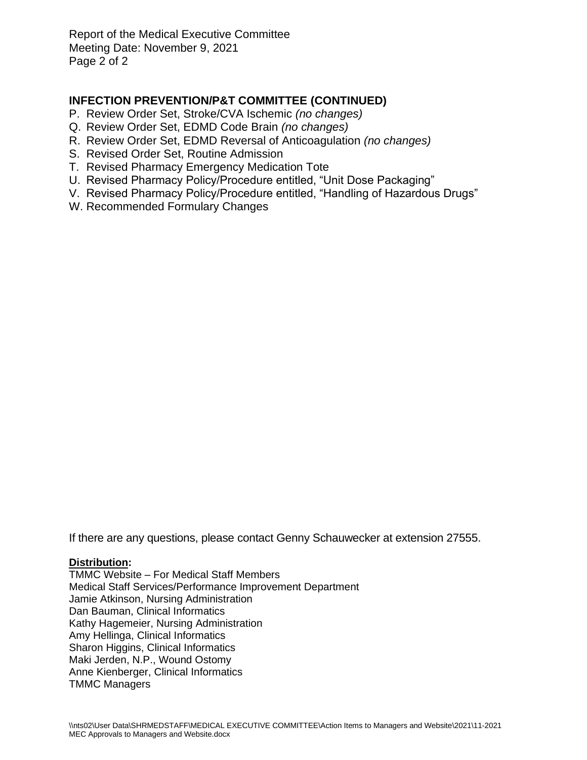## INFECTION PREVENTION/P&T COMMITTEE (CONTINUED)

P. Review Order Set, Stroke/CVA Ischemic *(no changes)*
Q. Review Order Set, EDMD Code Brain *(no changes)*
R. Review Order Set, EDMD Reversal of Anticoagulation *(no changes)*
S. Revised Order Set, Routine Admission
T. Revised Pharmacy Emergency Medication Tote
U. Revised Pharmacy Policy/Procedure entitled, "Unit Dose Packaging"
V. Revised Pharmacy Policy/Procedure entitled, "Handling of Hazardous Drugs"
W. Recommended Formulary Changes

If there are any questions, please contact Genny Schauwecker at extension 27555.

**Distribution:**

TMMC Website – For Medical Staff Members
Medical Staff Services/Performance Improvement Department
Jamie Atkinson, Nursing Administration
Dan Bauman, Clinical Informatics
Kathy Hagemeier, Nursing Administration
Amy Hellinga, Clinical Informatics
Sharon Higgins, Clinical Informatics
Maki Jerden, N.P., Wound Ostomy
Anne Kienberger, Clinical Informatics
TMMC Managers